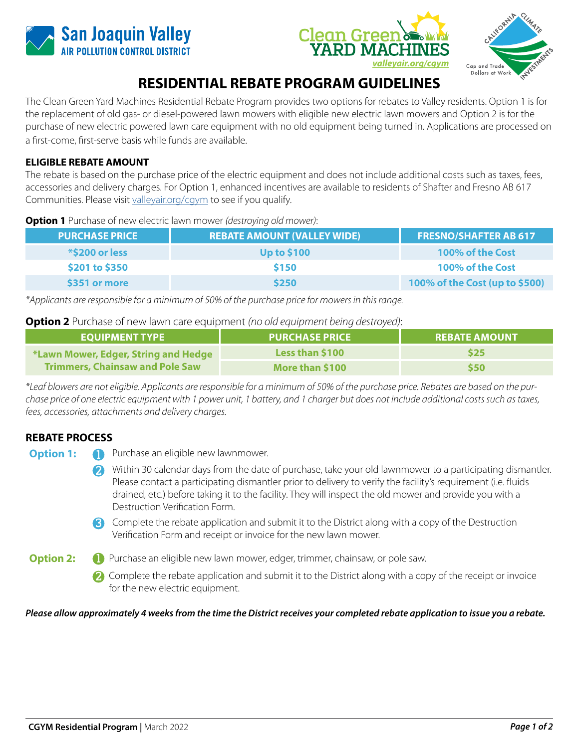San Joaquin Valley AIR POLLUTION CONTROL DISTRICT

Clean Green YARD MACHINES
valleyair.org/cgym

California Climate Investments — Cap and Trade Dollars at Work

# RESIDENTIAL REBATE PROGRAM GUIDELINES

The Clean Green Yard Machines Residential Rebate Program provides two options for rebates to Valley residents. Option 1 is for the replacement of old gas- or diesel-powered lawn mowers with eligible new electric lawn mowers and Option 2 is for the purchase of new electric powered lawn care equipment with no old equipment being turned in. Applications are processed on a first-come, first-serve basis while funds are available.

## ELIGIBLE REBATE AMOUNT

The rebate is based on the purchase price of the electric equipment and does not include additional costs such as taxes, fees, accessories and delivery charges. For Option 1, enhanced incentives are available to residents of Shafter and Fresno AB 617 Communities. Please visit valleyair.org/cgym to see if you qualify.

**Option 1** Purchase of new electric lawn mower *(destroying old mower)*:

| PURCHASE PRICE | REBATE AMOUNT (VALLEY WIDE) | FRESNO/SHAFTER AB 617 |
|---|---|---|
| *$200 or less | Up to $100 | 100% of the Cost |
| $201 to $350 | $150 | 100% of the Cost |
| $351 or more | $250 | 100% of the Cost (up to $500) |

*\*Applicants are responsible for a minimum of 50% of the purchase price for mowers in this range.*

**Option 2** Purchase of new lawn care equipment *(no old equipment being destroyed)*:

| EQUIPMENT TYPE | PURCHASE PRICE | REBATE AMOUNT |
|---|---|---|
| *Lawn Mower, Edger, String and Hedge Trimmers, Chainsaw and Pole Saw | Less than $100 | $25 |
| | More than $100 | $50 |

*\*Leaf blowers are not eligible. Applicants are responsible for a minimum of 50% of the purchase price. Rebates are based on the purchase price of one electric equipment with 1 power unit, 1 battery, and 1 charger but does not include additional costs such as taxes, fees, accessories, attachments and delivery charges.*

## REBATE PROCESS

**Option 1:**

1. Purchase an eligible new lawnmower.
2. Within 30 calendar days from the date of purchase, take your old lawnmower to a participating dismantler. Please contact a participating dismantler prior to delivery to verify the facility's requirement (i.e. fluids drained, etc.) before taking it to the facility. They will inspect the old mower and provide you with a Destruction Verification Form.
3. Complete the rebate application and submit it to the District along with a copy of the Destruction Verification Form and receipt or invoice for the new lawn mower.

**Option 2:**

1. Purchase an eligible new lawn mower, edger, trimmer, chainsaw, or pole saw.
2. Complete the rebate application and submit it to the District along with a copy of the receipt or invoice for the new electric equipment.

***Please allow approximately 4 weeks from the time the District receives your completed rebate application to issue you a rebate.***

**CGYM Residential Program |** March 2022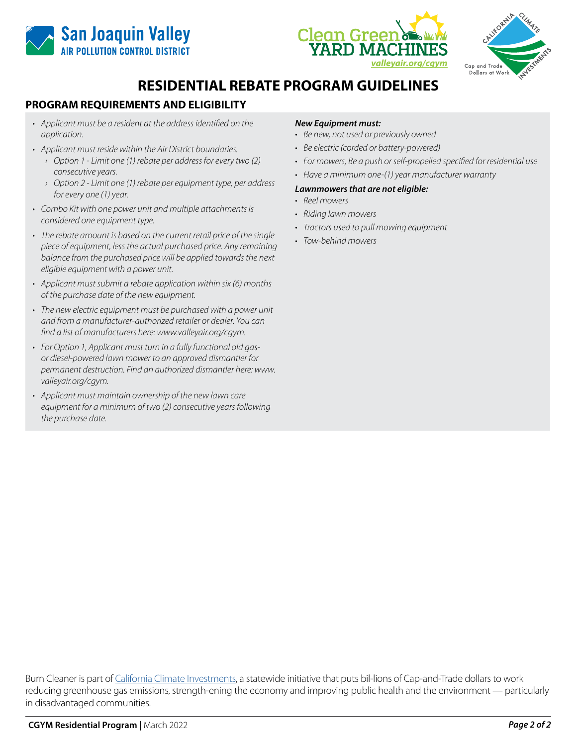# RESIDENTIAL REBATE PROGRAM GUIDELINES

## PROGRAM REQUIREMENTS AND ELIGIBILITY

- *Applicant must be a resident at the address identified on the application.*
- *Applicant must reside within the Air District boundaries.*
  - › *Option 1 - Limit one (1) rebate per address for every two (2) consecutive years.*
  - › *Option 2 - Limit one (1) rebate per equipment type, per address for every one (1) year.*
- *Combo Kit with one power unit and multiple attachments is considered one equipment type.*
- *The rebate amount is based on the current retail price of the single piece of equipment, less the actual purchased price. Any remaining balance from the purchased price will be applied towards the next eligible equipment with a power unit.*
- *Applicant must submit a rebate application within six (6) months of the purchase date of the new equipment.*
- *The new electric equipment must be purchased with a power unit and from a manufacturer-authorized retailer or dealer. You can find a list of manufacturers here: www.valleyair.org/cgym.*
- *For Option 1, Applicant must turn in a fully functional old gas- or diesel-powered lawn mower to an approved dismantler for permanent destruction. Find an authorized dismantler here: www.valleyair.org/cgym.*
- *Applicant must maintain ownership of the new lawn care equipment for a minimum of two (2) consecutive years following the purchase date.*

***New Equipment must:***

- *Be new, not used or previously owned*
- *Be electric (corded or battery-powered)*
- *For mowers, Be a push or self-propelled specified for residential use*
- *Have a minimum one-(1) year manufacturer warranty*

***Lawnmowers that are not eligible:***

- *Reel mowers*
- *Riding lawn mowers*
- *Tractors used to pull mowing equipment*
- *Tow-behind mowers*

Burn Cleaner is part of California Climate Investments, a statewide initiative that puts bil-lions of Cap-and-Trade dollars to work reducing greenhouse gas emissions, strength-ening the economy and improving public health and the environment — particularly in disadvantaged communities.